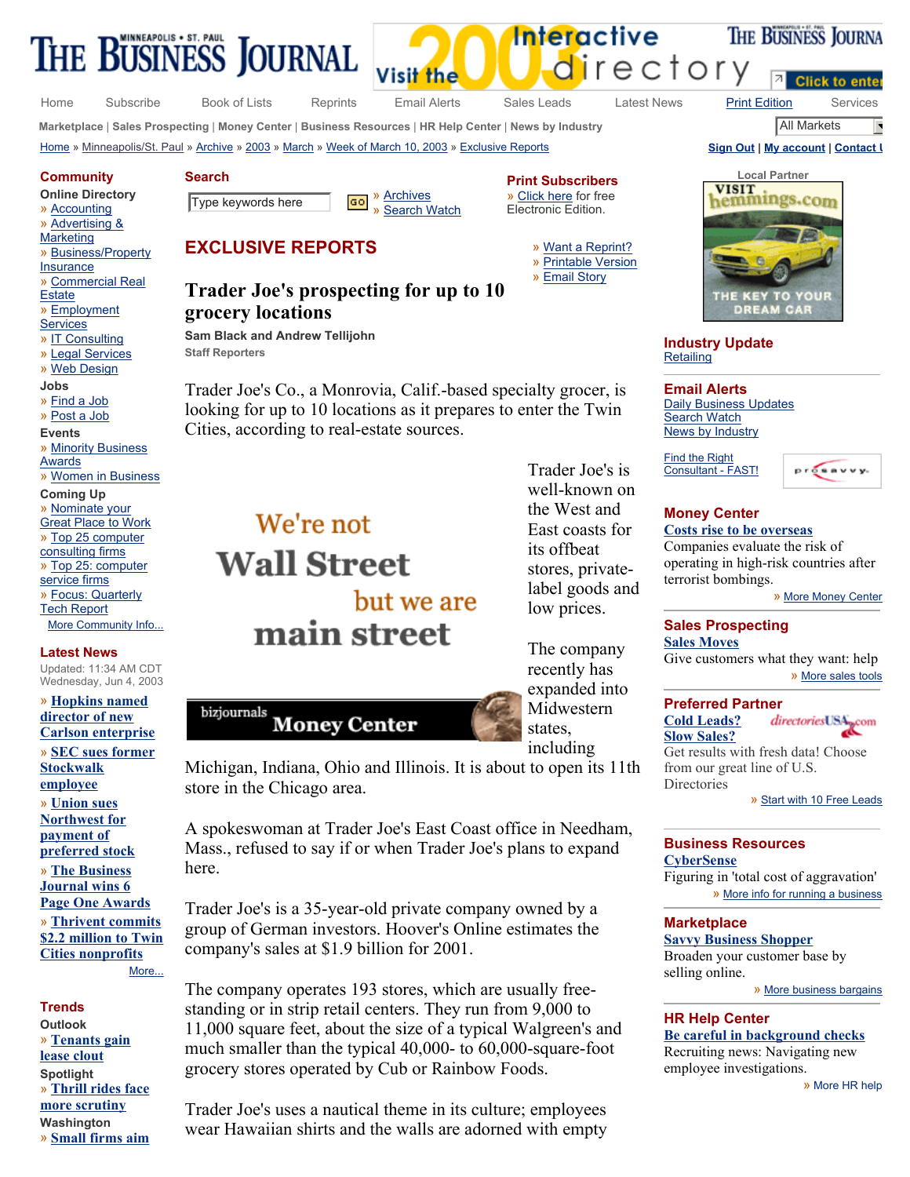# THE BUSINESS JOURNAL

Home | Subscribe | Book of Lists | Reprints | Email Alerts | Sales Leads | Latest News | Print Edition | Services

Marketplace | Sales Prospecting | Money Center | Business Resources | HR Help Center | News by Industry

Home » Minneapolis/St. Paul » Archive » 2003 » March » Week of March 10, 2003 » Exclusive Reports

## EXCLUSIVE REPORTS

» Want a Reprint?
» Printable Version
» Email Story

### Trader Joe's prospecting for up to 10 grocery locations

**Sam Black and Andrew Tellijohn**
Staff Reporters

Trader Joe's Co., a Monrovia, Calif.-based specialty grocer, is looking for up to 10 locations as it prepares to enter the Twin Cities, according to real-estate sources.

Trader Joe's is well-known on the West and East coasts for its offbeat stores, private-label goods and low prices.

The company recently has expanded into Midwestern states, including Michigan, Indiana, Ohio and Illinois. It is about to open its 11th store in the Chicago area.

A spokeswoman at Trader Joe's East Coast office in Needham, Mass., refused to say if or when Trader Joe's plans to expand here.

Trader Joe's is a 35-year-old private company owned by a group of German investors. Hoover's Online estimates the company's sales at $1.9 billion for 2001.

The company operates 193 stores, which are usually free-standing or in strip retail centers. They run from 9,000 to 11,000 square feet, about the size of a typical Walgreen's and much smaller than the typical 40,000- to 60,000-square-foot grocery stores operated by Cub or Rainbow Foods.

Trader Joe's uses a nautical theme in its culture; employees wear Hawaiian shirts and the walls are adorned with empty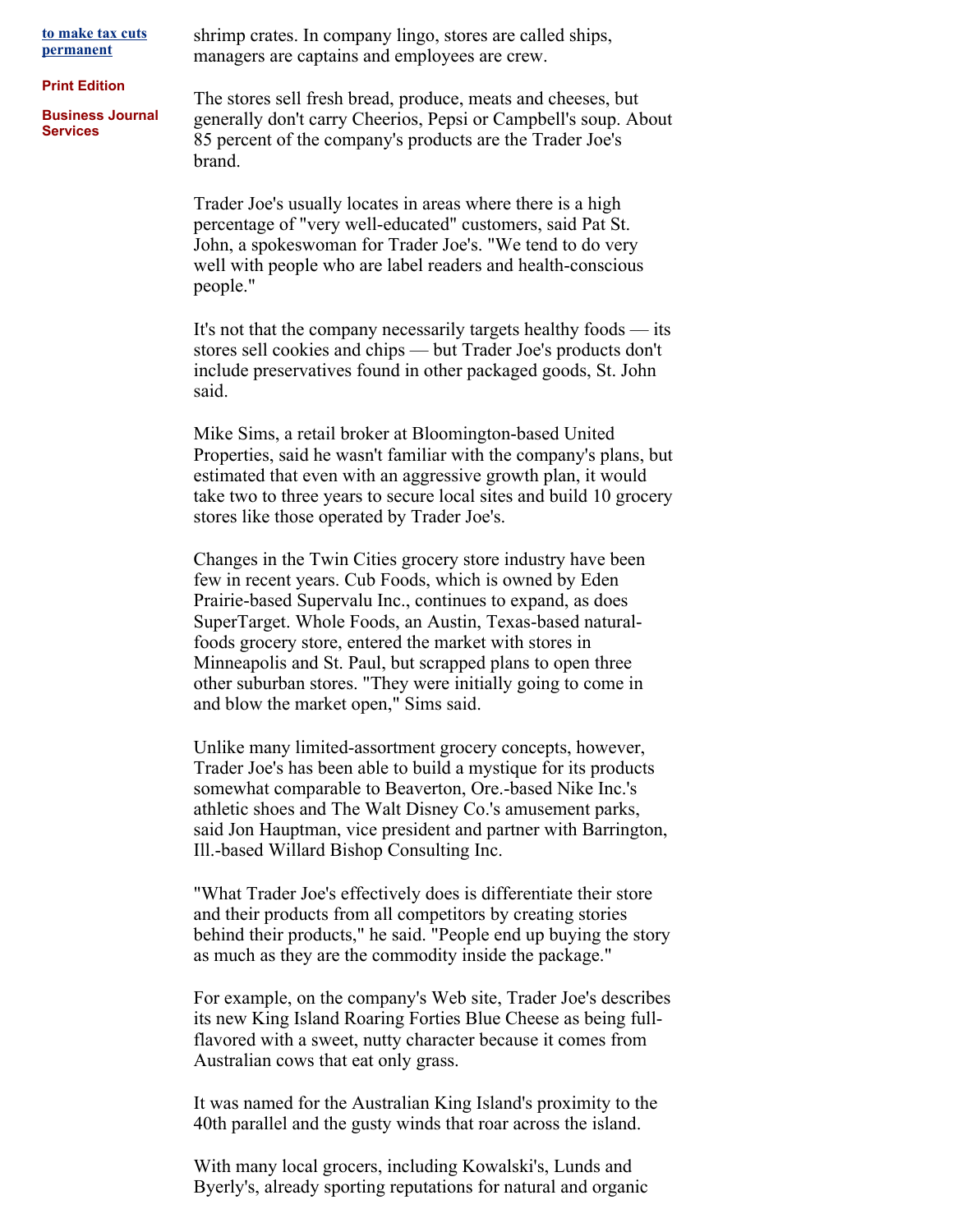shrimp crates. In company lingo, stores are called ships, managers are captains and employees are crew.

The stores sell fresh bread, produce, meats and cheeses, but generally don't carry Cheerios, Pepsi or Campbell's soup. About 85 percent of the company's products are the Trader Joe's brand.

Trader Joe's usually locates in areas where there is a high percentage of "very well-educated" customers, said Pat St. John, a spokeswoman for Trader Joe's. "We tend to do very well with people who are label readers and health-conscious people."

It's not that the company necessarily targets healthy foods — its stores sell cookies and chips — but Trader Joe's products don't include preservatives found in other packaged goods, St. John said.

Mike Sims, a retail broker at Bloomington-based United Properties, said he wasn't familiar with the company's plans, but estimated that even with an aggressive growth plan, it would take two to three years to secure local sites and build 10 grocery stores like those operated by Trader Joe's.

Changes in the Twin Cities grocery store industry have been few in recent years. Cub Foods, which is owned by Eden Prairie-based Supervalu Inc., continues to expand, as does SuperTarget. Whole Foods, an Austin, Texas-based natural-foods grocery store, entered the market with stores in Minneapolis and St. Paul, but scrapped plans to open three other suburban stores. "They were initially going to come in and blow the market open," Sims said.

Unlike many limited-assortment grocery concepts, however, Trader Joe's has been able to build a mystique for its products somewhat comparable to Beaverton, Ore.-based Nike Inc.'s athletic shoes and The Walt Disney Co.'s amusement parks, said Jon Hauptman, vice president and partner with Barrington, Ill.-based Willard Bishop Consulting Inc.

"What Trader Joe's effectively does is differentiate their store and their products from all competitors by creating stories behind their products," he said. "People end up buying the story as much as they are the commodity inside the package."

For example, on the company's Web site, Trader Joe's describes its new King Island Roaring Forties Blue Cheese as being full-flavored with a sweet, nutty character because it comes from Australian cows that eat only grass.

It was named for the Australian King Island's proximity to the 40th parallel and the gusty winds that roar across the island.

With many local grocers, including Kowalski's, Lunds and Byerly's, already sporting reputations for natural and organic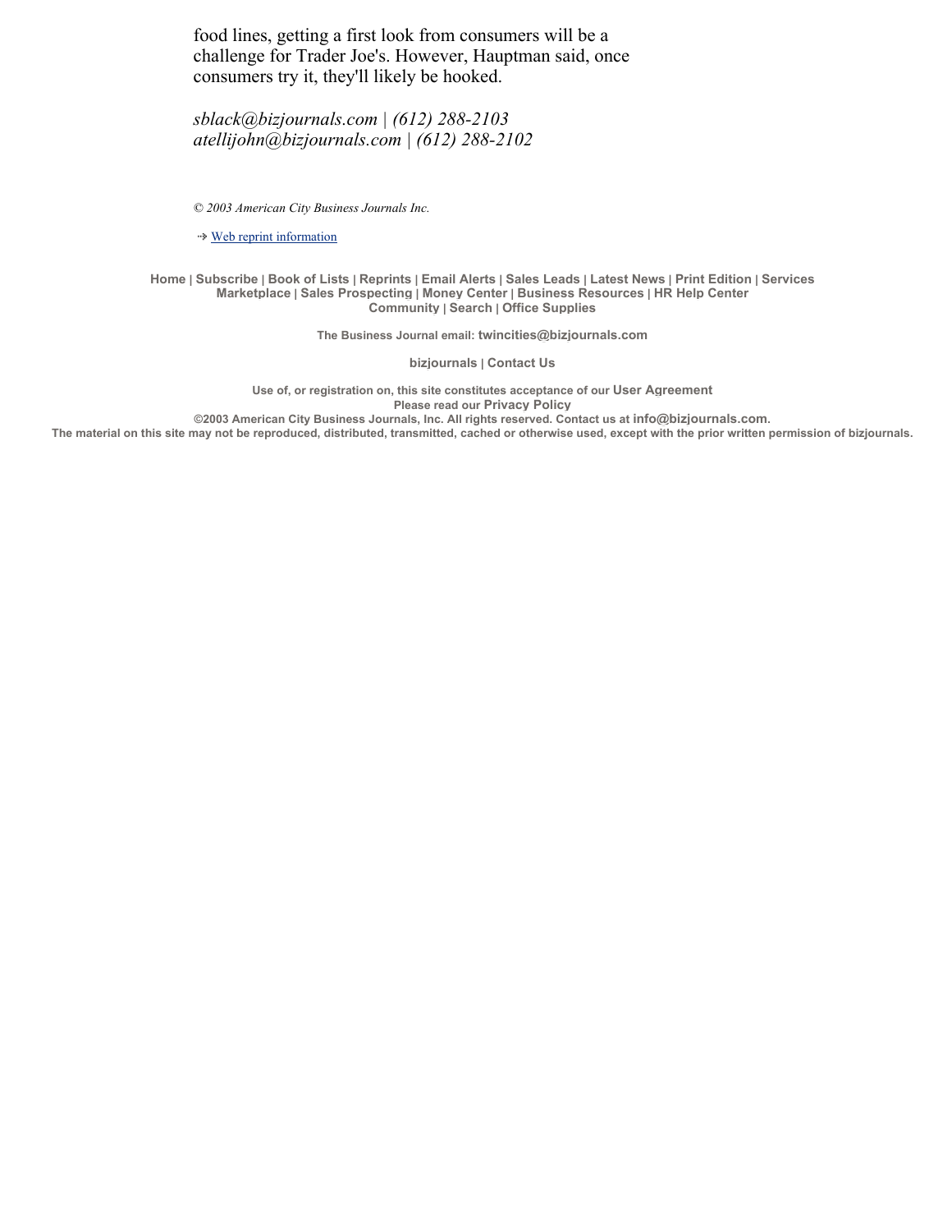food lines, getting a first look from consumers will be a challenge for Trader Joe's. However, Hauptman said, once consumers try it, they'll likely be hooked.

*sblack@bizjournals.com | (612) 288-2103*
*atellijohn@bizjournals.com | (612) 288-2102*

*© 2003 American City Business Journals Inc.*

⇢ Web reprint information

**Home | Subscribe | Book of Lists | Reprints | Email Alerts | Sales Leads | Latest News | Print Edition | Services Marketplace | Sales Prospecting | Money Center | Business Resources | HR Help Center Community | Search | Office Supplies**

**The Business Journal email: twincities@bizjournals.com**

**bizjournals | Contact Us**

**Use of, or registration on, this site constitutes acceptance of our User Agreement**
**Please read our Privacy Policy**
**©2003 American City Business Journals, Inc. All rights reserved. Contact us at info@bizjournals.com.**
**The material on this site may not be reproduced, distributed, transmitted, cached or otherwise used, except with the prior written permission of bizjournals.**